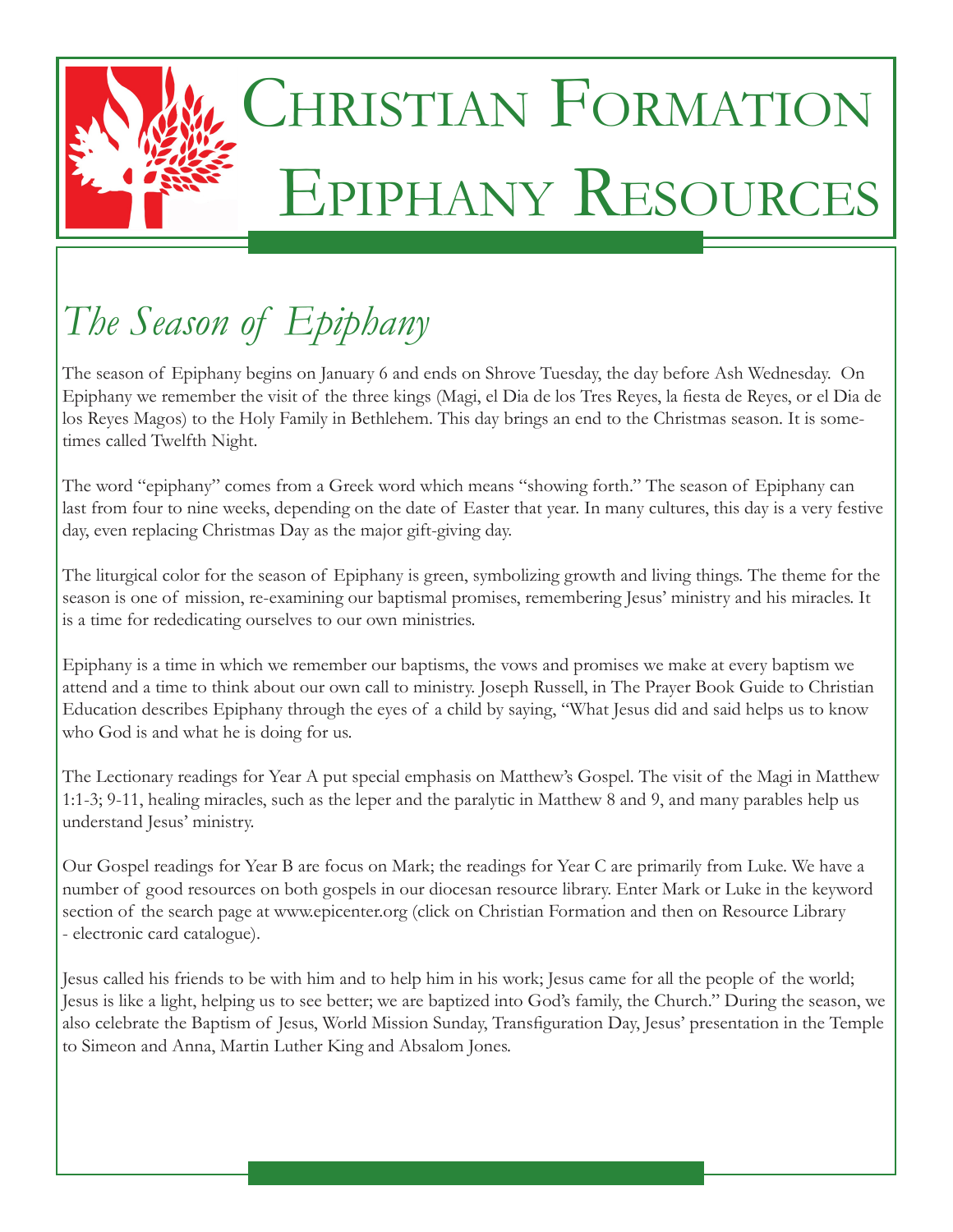# Christian Formation Epiphany Resources

## *The Season of Epiphany*

The season of Epiphany begins on January 6 and ends on Shrove Tuesday, the day before Ash Wednesday. On Epiphany we remember the visit of the three kings (Magi, el Dia de los Tres Reyes, la fiesta de Reyes, or el Dia de los Reyes Magos) to the Holy Family in Bethlehem. This day brings an end to the Christmas season. It is sometimes called Twelfth Night.

The word "epiphany" comes from a Greek word which means "showing forth." The season of Epiphany can last from four to nine weeks, depending on the date of Easter that year. In many cultures, this day is a very festive day, even replacing Christmas Day as the major gift-giving day.

The liturgical color for the season of Epiphany is green, symbolizing growth and living things. The theme for the season is one of mission, re-examining our baptismal promises, remembering Jesus' ministry and his miracles. It is a time for rededicating ourselves to our own ministries.

Epiphany is a time in which we remember our baptisms, the vows and promises we make at every baptism we attend and a time to think about our own call to ministry. Joseph Russell, in The Prayer Book Guide to Christian Education describes Epiphany through the eyes of a child by saying, "What Jesus did and said helps us to know who God is and what he is doing for us.

The Lectionary readings for Year A put special emphasis on Matthew's Gospel. The visit of the Magi in Matthew 1:1-3; 9-11, healing miracles, such as the leper and the paralytic in Matthew 8 and 9, and many parables help us understand Jesus' ministry.

Our Gospel readings for Year B are focus on Mark; the readings for Year C are primarily from Luke. We have a number of good resources on both gospels in our diocesan resource library. Enter Mark or Luke in the keyword section of the search page at www.epicenter.org (click on Christian Formation and then on Resource Library - electronic card catalogue).

Jesus called his friends to be with him and to help him in his work; Jesus came for all the people of the world; Jesus is like a light, helping us to see better; we are baptized into God's family, the Church." During the season, we also celebrate the Baptism of Jesus, World Mission Sunday, Transfiguration Day, Jesus' presentation in the Temple to Simeon and Anna, Martin Luther King and Absalom Jones.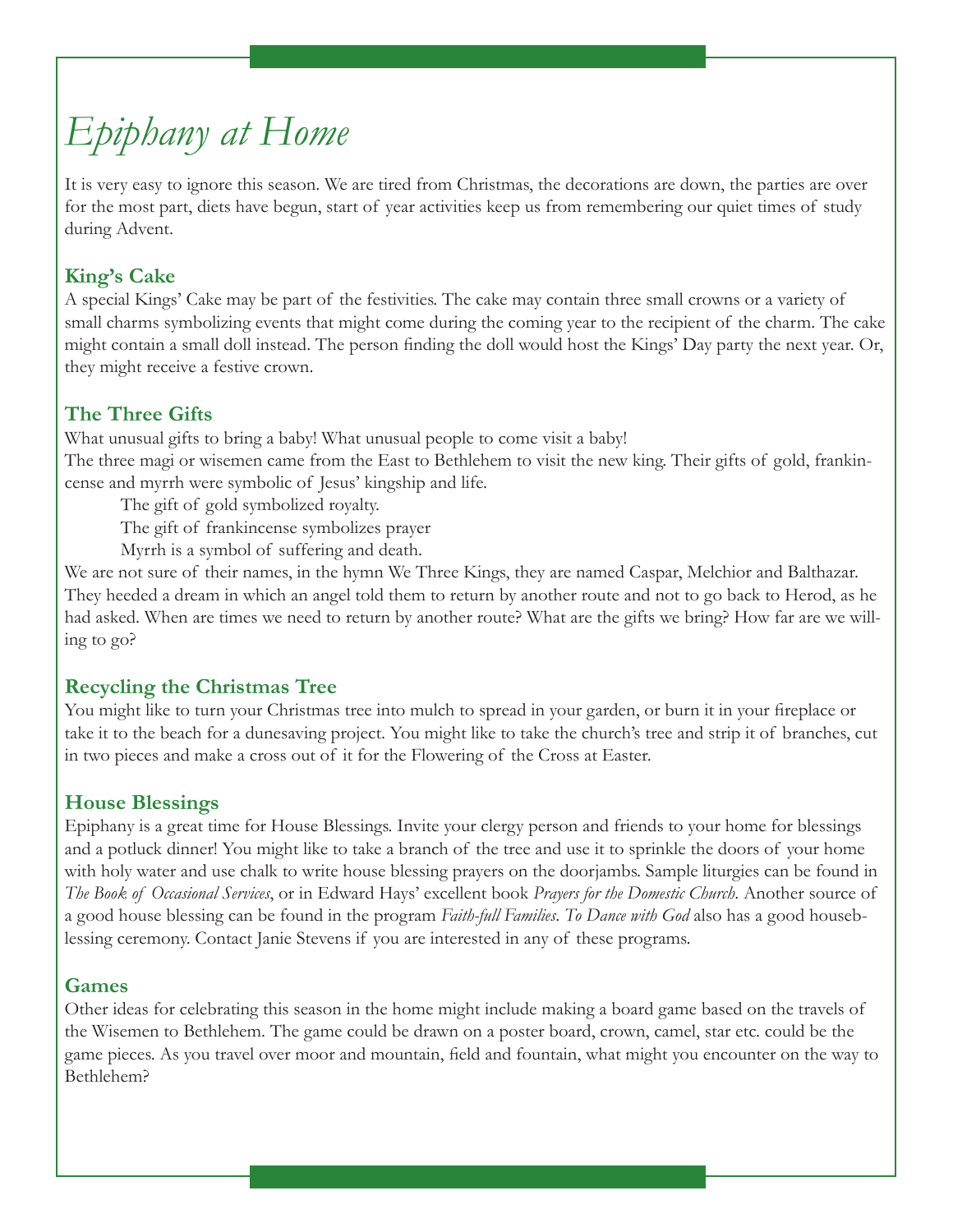# *Epiphany at Home*

It is very easy to ignore this season. We are tired from Christmas, the decorations are down, the parties are over for the most part, diets have begun, start of year activities keep us from remembering our quiet times of study during Advent.

## King's Cake

A special Kings' Cake may be part of the festivities. The cake may contain three small crowns or a variety of small charms symbolizing events that might come during the coming year to the recipient of the charm. The cake might contain a small doll instead. The person finding the doll would host the Kings' Day party the next year. Or, they might receive a festive crown.

## The Three Gifts

What unusual gifts to bring a baby! What unusual people to come visit a baby!

The three magi or wisemen came from the East to Bethlehem to visit the new king. Their gifts of gold, frankincense and myrrh were symbolic of Jesus' kingship and life.

The gift of gold symbolized royalty.
The gift of frankincense symbolizes prayer
Myrrh is a symbol of suffering and death.

We are not sure of their names, in the hymn We Three Kings, they are named Caspar, Melchior and Balthazar. They heeded a dream in which an angel told them to return by another route and not to go back to Herod, as he had asked. When are times we need to return by another route? What are the gifts we bring? How far are we willing to go?

## Recycling the Christmas Tree

You might like to turn your Christmas tree into mulch to spread in your garden, or burn it in your fireplace or take it to the beach for a dunesaving project. You might like to take the church's tree and strip it of branches, cut in two pieces and make a cross out of it for the Flowering of the Cross at Easter.

## House Blessings

Epiphany is a great time for House Blessings. Invite your clergy person and friends to your home for blessings and a potluck dinner! You might like to take a branch of the tree and use it to sprinkle the doors of your home with holy water and use chalk to write house blessing prayers on the doorjambs. Sample liturgies can be found in *The Book of Occasional Services*, or in Edward Hays' excellent book *Prayers for the Domestic Church*. Another source of a good house blessing can be found in the program *Faith-full Families*. *To Dance with God* also has a good houseblessing ceremony. Contact Janie Stevens if you are interested in any of these programs.

## Games

Other ideas for celebrating this season in the home might include making a board game based on the travels of the Wisemen to Bethlehem. The game could be drawn on a poster board, crown, camel, star etc. could be the game pieces. As you travel over moor and mountain, field and fountain, what might you encounter on the way to Bethlehem?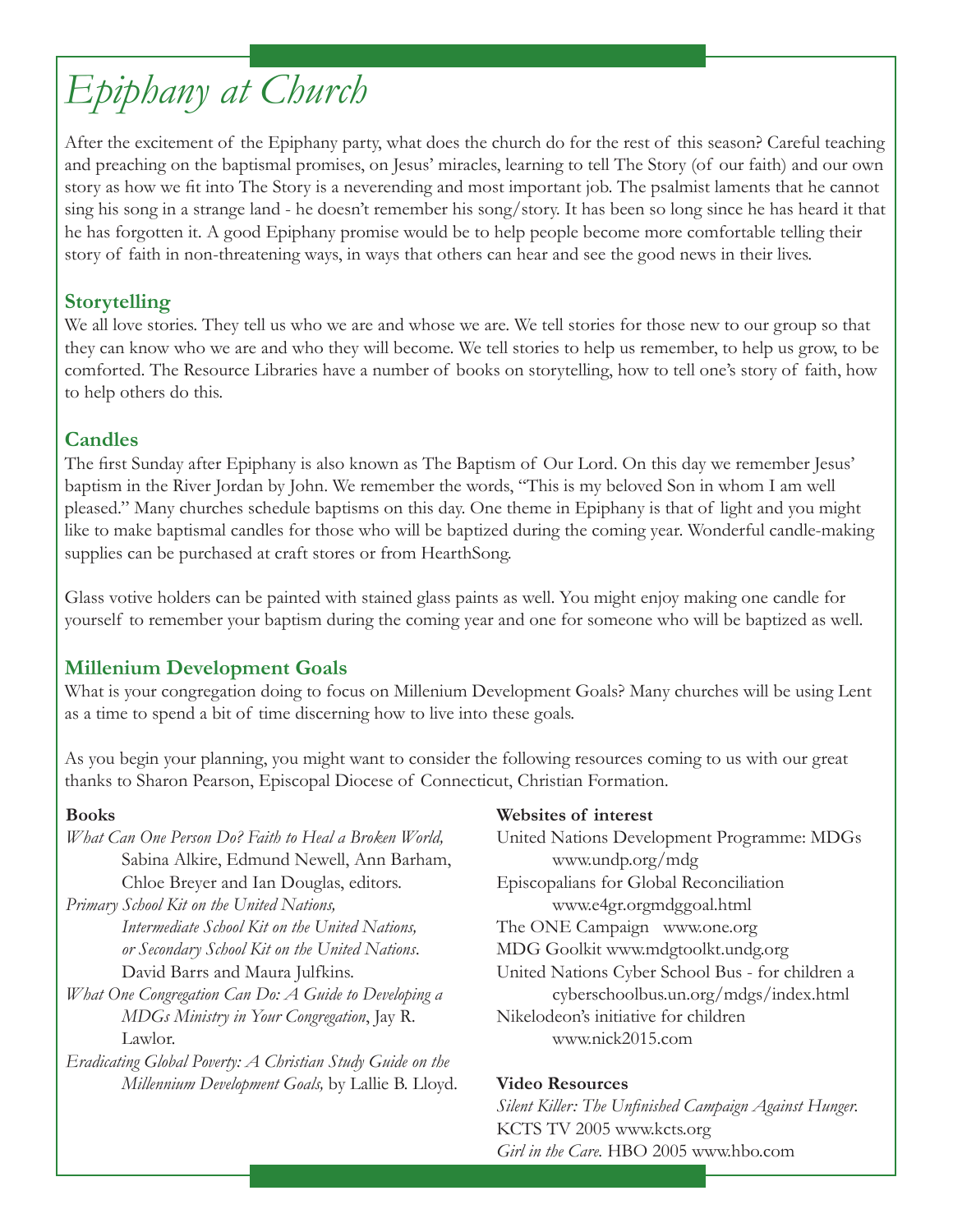# Epiphany at Church

After the excitement of the Epiphany party, what does the church do for the rest of this season? Careful teaching and preaching on the baptismal promises, on Jesus' miracles, learning to tell The Story (of our faith) and our own story as how we fit into The Story is a neverending and most important job. The psalmist laments that he cannot sing his song in a strange land - he doesn't remember his song/story. It has been so long since he has heard it that he has forgotten it. A good Epiphany promise would be to help people become more comfortable telling their story of faith in non-threatening ways, in ways that others can hear and see the good news in their lives.

## Storytelling

We all love stories. They tell us who we are and whose we are. We tell stories for those new to our group so that they can know who we are and who they will become. We tell stories to help us remember, to help us grow, to be comforted. The Resource Libraries have a number of books on storytelling, how to tell one's story of faith, how to help others do this.

## Candles

The first Sunday after Epiphany is also known as The Baptism of Our Lord. On this day we remember Jesus' baptism in the River Jordan by John. We remember the words, "This is my beloved Son in whom I am well pleased." Many churches schedule baptisms on this day. One theme in Epiphany is that of light and you might like to make baptismal candles for those who will be baptized during the coming year. Wonderful candle-making supplies can be purchased at craft stores or from HearthSong.

Glass votive holders can be painted with stained glass paints as well. You might enjoy making one candle for yourself to remember your baptism during the coming year and one for someone who will be baptized as well.

## Millenium Development Goals

What is your congregation doing to focus on Millenium Development Goals? Many churches will be using Lent as a time to spend a bit of time discerning how to live into these goals.

As you begin your planning, you might want to consider the following resources coming to us with our great thanks to Sharon Pearson, Episcopal Diocese of Connecticut, Christian Formation.

**Books**

*What Can One Person Do? Faith to Heal a Broken World,* Sabina Alkire, Edmund Newell, Ann Barham, Chloe Breyer and Ian Douglas, editors.

*Primary School Kit on the United Nations, Intermediate School Kit on the United Nations, or Secondary School Kit on the United Nations*. David Barrs and Maura Julfkins.

*What One Congregation Can Do: A Guide to Developing a MDGs Ministry in Your Congregation*, Jay R. Lawlor.

*Eradicating Global Poverty: A Christian Study Guide on the Millennium Development Goals,* by Lallie B. Lloyd.

**Websites of interest**

United Nations Development Programme: MDGs www.undp.org/mdg

Episcopalians for Global Reconciliation www.e4gr.orgmdggoal.html

The ONE Campaign www.one.org

MDG Goolkit www.mdgtoolkt.undg.org

United Nations Cyber School Bus - for children a cyberschoolbus.un.org/mdgs/index.html

Nikelodeon's initiative for children www.nick2015.com

**Video Resources**

*Silent Killer: The Unfinished Campaign Against Hunger.* KCTS TV 2005 www.kcts.org

*Girl in the Care.* HBO 2005 www.hbo.com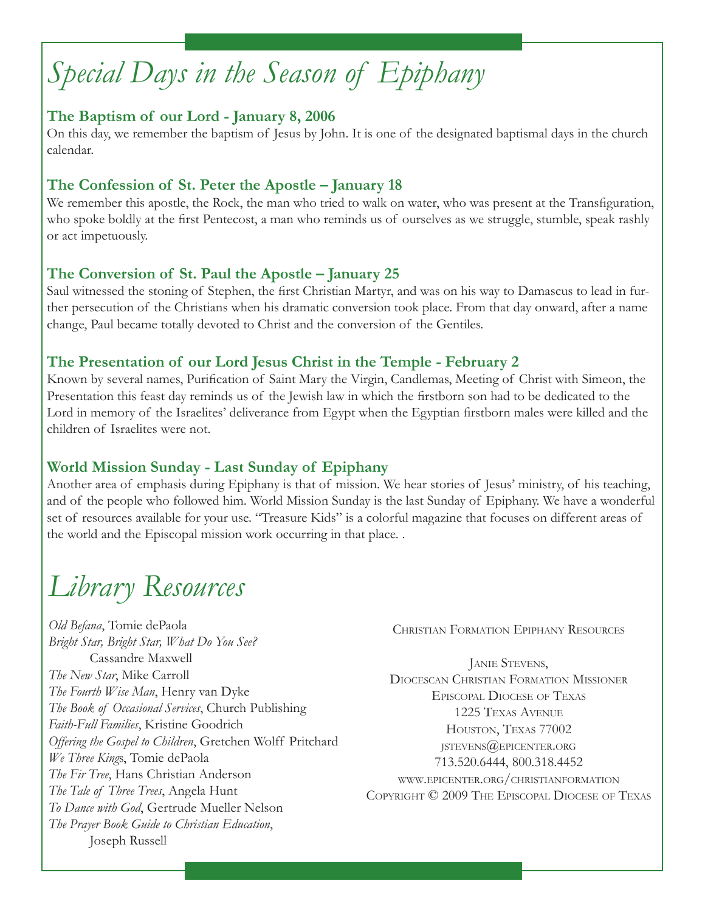# *Special Days in the Season of Epiphany*

### The Baptism of our Lord - January 8, 2006

On this day, we remember the baptism of Jesus by John. It is one of the designated baptismal days in the church calendar.

### The Confession of St. Peter the Apostle – January 18

We remember this apostle, the Rock, the man who tried to walk on water, who was present at the Transfiguration, who spoke boldly at the first Pentecost, a man who reminds us of ourselves as we struggle, stumble, speak rashly or act impetuously.

### The Conversion of St. Paul the Apostle – January 25

Saul witnessed the stoning of Stephen, the first Christian Martyr, and was on his way to Damascus to lead in further persecution of the Christians when his dramatic conversion took place. From that day onward, after a name change, Paul became totally devoted to Christ and the conversion of the Gentiles.

### The Presentation of our Lord Jesus Christ in the Temple - February 2

Known by several names, Purification of Saint Mary the Virgin, Candlemas, Meeting of Christ with Simeon, the Presentation this feast day reminds us of the Jewish law in which the firstborn son had to be dedicated to the Lord in memory of the Israelites' deliverance from Egypt when the Egyptian firstborn males were killed and the children of Israelites were not.

### World Mission Sunday - Last Sunday of Epiphany

Another area of emphasis during Epiphany is that of mission. We hear stories of Jesus' ministry, of his teaching, and of the people who followed him. World Mission Sunday is the last Sunday of Epiphany. We have a wonderful set of resources available for your use. "Treasure Kids" is a colorful magazine that focuses on different areas of the world and the Episcopal mission work occurring in that place. .

# *Library Resources*

*Old Befana*, Tomie dePaola
*Bright Star, Bright Star, What Do You See?* Cassandre Maxwell
*The New Star*, Mike Carroll
*The Fourth Wise Man*, Henry van Dyke
*The Book of Occasional Services*, Church Publishing
*Faith-Full Families*, Kristine Goodrich
*Offering the Gospel to Children*, Gretchen Wolff Pritchard
*We Three Kings*, Tomie dePaola
*The Fir Tree*, Hans Christian Anderson
*The Tale of Three Trees*, Angela Hunt
*To Dance with God*, Gertrude Mueller Nelson
*The Prayer Book Guide to Christian Education*, Joseph Russell

Christian Formation Epiphany Resources

Janie Stevens,
Diocescan Christian Formation Missioner
Episcopal Diocese of Texas
1225 Texas Avenue
Houston, Texas 77002
jstevens@epicenter.org
713.520.6444, 800.318.4452
www.epicenter.org/christianformation
Copyright © 2009 The Episcopal Diocese of Texas